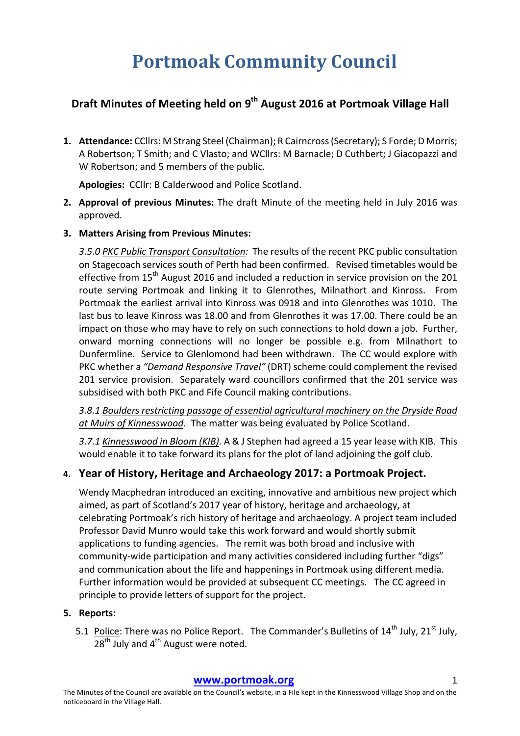# Portmoak Community Council

## Draft Minutes of Meeting held on 9th August 2016 at Portmoak Village Hall

1. **Attendance:** CCllrs: M Strang Steel (Chairman); R Cairncross (Secretary); S Forde; D Morris; A Robertson; T Smith; and C Vlasto; and WCllrs: M Barnacle; D Cuthbert; J Giacopazzi and W Robertson; and 5 members of the public.

   **Apologies:** CCllr: B Calderwood and Police Scotland.

2. **Approval of previous Minutes:** The draft Minute of the meeting held in July 2016 was approved.

3. **Matters Arising from Previous Minutes:**

   *3.5.0 PKC Public Transport Consultation:* The results of the recent PKC public consultation on Stagecoach services south of Perth had been confirmed. Revised timetables would be effective from 15th August 2016 and included a reduction in service provision on the 201 route serving Portmoak and linking it to Glenrothes, Milnathort and Kinross. From Portmoak the earliest arrival into Kinross was 0918 and into Glenrothes was 1010. The last bus to leave Kinross was 18.00 and from Glenrothes it was 17.00. There could be an impact on those who may have to rely on such connections to hold down a job. Further, onward morning connections will no longer be possible e.g. from Milnathort to Dunfermline. Service to Glenlomond had been withdrawn. The CC would explore with PKC whether a *"Demand Responsive Travel"* (DRT) scheme could complement the revised 201 service provision. Separately ward councillors confirmed that the 201 service was subsidised with both PKC and Fife Council making contributions.

   *3.8.1 Boulders restricting passage of essential agricultural machinery on the Dryside Road at Muirs of Kinnesswood*. The matter was being evaluated by Police Scotland.

   *3.7.1 Kinnesswood in Bloom (KIB).* A & J Stephen had agreed a 15 year lease with KIB. This would enable it to take forward its plans for the plot of land adjoining the golf club.

4. **Year of History, Heritage and Archaeology 2017: a Portmoak Project.**

   Wendy Macphedran introduced an exciting, innovative and ambitious new project which aimed, as part of Scotland's 2017 year of history, heritage and archaeology, at celebrating Portmoak's rich history of heritage and archaeology. A project team included Professor David Munro would take this work forward and would shortly submit applications to funding agencies. The remit was both broad and inclusive with community-wide participation and many activities considered including further "digs" and communication about the life and happenings in Portmoak using different media. Further information would be provided at subsequent CC meetings. The CC agreed in principle to provide letters of support for the project.

5. **Reports:**

   5.1 Police: There was no Police Report. The Commander's Bulletins of 14th July, 21st July, 28th July and 4th August were noted.

The Minutes of the Council are available on the Council's website, in a File kept in the Kinnesswood Village Shop and on the noticeboard in the Village Hall.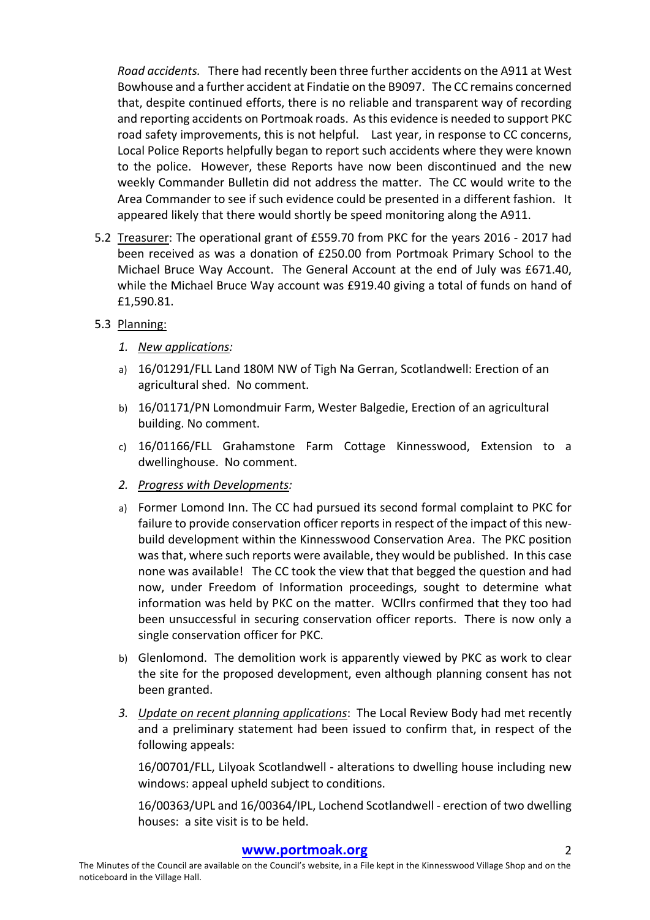*Road accidents.* There had recently been three further accidents on the A911 at West Bowhouse and a further accident at Findatie on the B9097. The CC remains concerned that, despite continued efforts, there is no reliable and transparent way of recording and reporting accidents on Portmoak roads. As this evidence is needed to support PKC road safety improvements, this is not helpful. Last year, in response to CC concerns, Local Police Reports helpfully began to report such accidents where they were known to the police. However, these Reports have now been discontinued and the new weekly Commander Bulletin did not address the matter. The CC would write to the Area Commander to see if such evidence could be presented in a different fashion. It appeared likely that there would shortly be speed monitoring along the A911.

5.2 Treasurer: The operational grant of £559.70 from PKC for the years 2016 - 2017 had been received as was a donation of £250.00 from Portmoak Primary School to the Michael Bruce Way Account. The General Account at the end of July was £671.40, while the Michael Bruce Way account was £919.40 giving a total of funds on hand of £1,590.81.

5.3 Planning:

1. *New applications:*

a) 16/01291/FLL Land 180M NW of Tigh Na Gerran, Scotlandwell: Erection of an agricultural shed. No comment.

b) 16/01171/PN Lomondmuir Farm, Wester Balgedie, Erection of an agricultural building. No comment.

c) 16/01166/FLL Grahamstone Farm Cottage Kinnesswood, Extension to a dwellinghouse. No comment.

2. *Progress with Developments:*

a) Former Lomond Inn. The CC had pursued its second formal complaint to PKC for failure to provide conservation officer reports in respect of the impact of this new-build development within the Kinnesswood Conservation Area. The PKC position was that, where such reports were available, they would be published. In this case none was available! The CC took the view that that begged the question and had now, under Freedom of Information proceedings, sought to determine what information was held by PKC on the matter. WCllrs confirmed that they too had been unsuccessful in securing conservation officer reports. There is now only a single conservation officer for PKC.

b) Glenlomond. The demolition work is apparently viewed by PKC as work to clear the site for the proposed development, even although planning consent has not been granted.

3. *Update on recent planning applications*: The Local Review Body had met recently and a preliminary statement had been issued to confirm that, in respect of the following appeals:

16/00701/FLL, Lilyoak Scotlandwell - alterations to dwelling house including new windows: appeal upheld subject to conditions.

16/00363/UPL and 16/00364/IPL, Lochend Scotlandwell - erection of two dwelling houses: a site visit is to be held.

**www.portmoak.org**

The Minutes of the Council are available on the Council's website, in a File kept in the Kinnesswood Village Shop and on the noticeboard in the Village Hall.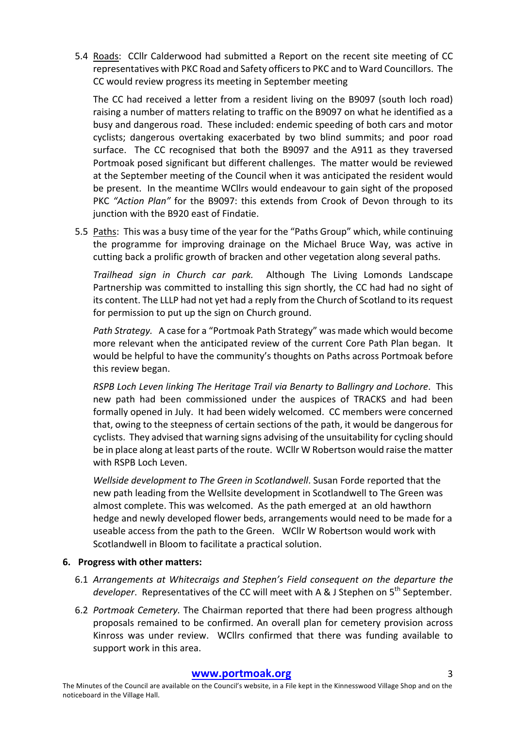5.4 <u>Roads</u>: CCllr Calderwood had submitted a Report on the recent site meeting of CC representatives with PKC Road and Safety officers to PKC and to Ward Councillors. The CC would review progress its meeting in September meeting

The CC had received a letter from a resident living on the B9097 (south loch road) raising a number of matters relating to traffic on the B9097 on what he identified as a busy and dangerous road. These included: endemic speeding of both cars and motor cyclists; dangerous overtaking exacerbated by two blind summits; and poor road surface. The CC recognised that both the B9097 and the A911 as they traversed Portmoak posed significant but different challenges. The matter would be reviewed at the September meeting of the Council when it was anticipated the resident would be present. In the meantime WCllrs would endeavour to gain sight of the proposed PKC *"Action Plan"* for the B9097: this extends from Crook of Devon through to its junction with the B920 east of Findatie.

5.5 <u>Paths</u>: This was a busy time of the year for the "Paths Group" which, while continuing the programme for improving drainage on the Michael Bruce Way, was active in cutting back a prolific growth of bracken and other vegetation along several paths.

*Trailhead sign in Church car park.* Although The Living Lomonds Landscape Partnership was committed to installing this sign shortly, the CC had had no sight of its content. The LLLP had not yet had a reply from the Church of Scotland to its request for permission to put up the sign on Church ground.

*Path Strategy.* A case for a "Portmoak Path Strategy" was made which would become more relevant when the anticipated review of the current Core Path Plan began. It would be helpful to have the community's thoughts on Paths across Portmoak before this review began.

*RSPB Loch Leven linking The Heritage Trail via Benarty to Ballingry and Lochore*. This new path had been commissioned under the auspices of TRACKS and had been formally opened in July. It had been widely welcomed. CC members were concerned that, owing to the steepness of certain sections of the path, it would be dangerous for cyclists. They advised that warning signs advising of the unsuitability for cycling should be in place along at least parts of the route. WCllr W Robertson would raise the matter with RSPB Loch Leven.

*Wellside development to The Green in Scotlandwell*. Susan Forde reported that the new path leading from the Wellsite development in Scotlandwell to The Green was almost complete. This was welcomed. As the path emerged at an old hawthorn hedge and newly developed flower beds, arrangements would need to be made for a useable access from the path to the Green. WCllr W Robertson would work with Scotlandwell in Bloom to facilitate a practical solution.

**6. Progress with other matters:**

6.1 *Arrangements at Whitecraigs and Stephen's Field consequent on the departure the developer*. Representatives of the CC will meet with A & J Stephen on 5th September.

6.2 *Portmoak Cemetery.* The Chairman reported that there had been progress although proposals remained to be confirmed. An overall plan for cemetery provision across Kinross was under review. WCllrs confirmed that there was funding available to support work in this area.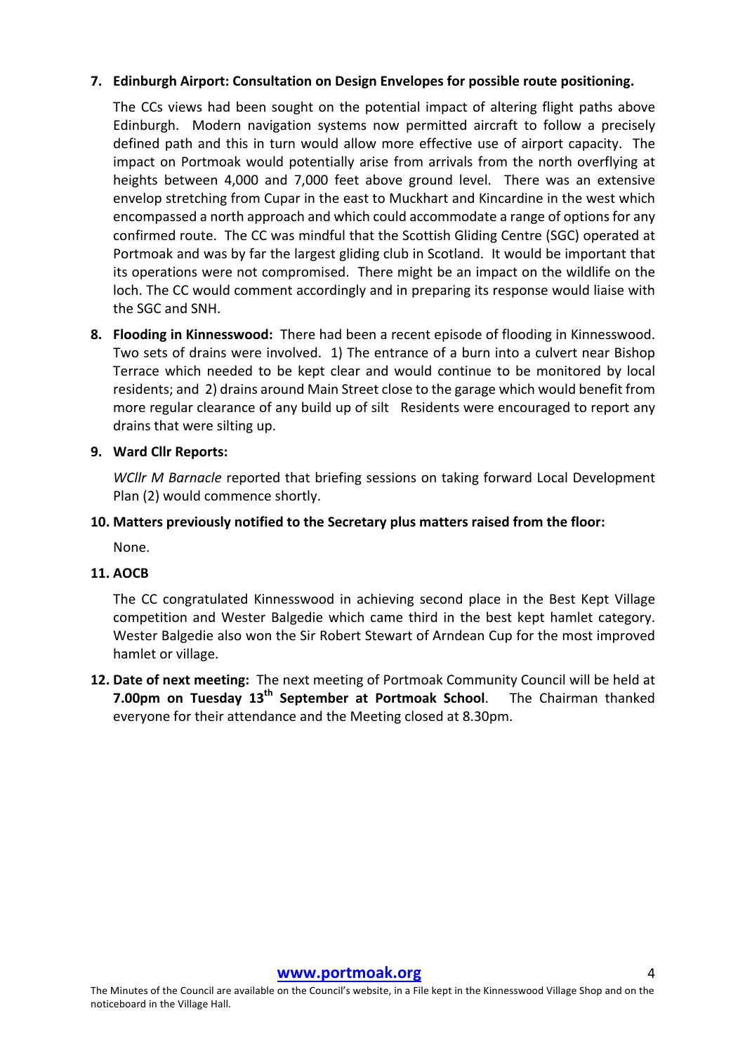7. **Edinburgh Airport: Consultation on Design Envelopes for possible route positioning.**

   The CCs views had been sought on the potential impact of altering flight paths above Edinburgh. Modern navigation systems now permitted aircraft to follow a precisely defined path and this in turn would allow more effective use of airport capacity. The impact on Portmoak would potentially arise from arrivals from the north overflying at heights between 4,000 and 7,000 feet above ground level. There was an extensive envelop stretching from Cupar in the east to Muckhart and Kincardine in the west which encompassed a north approach and which could accommodate a range of options for any confirmed route. The CC was mindful that the Scottish Gliding Centre (SGC) operated at Portmoak and was by far the largest gliding club in Scotland. It would be important that its operations were not compromised. There might be an impact on the wildlife on the loch. The CC would comment accordingly and in preparing its response would liaise with the SGC and SNH.

8. **Flooding in Kinnesswood:** There had been a recent episode of flooding in Kinnesswood. Two sets of drains were involved. 1) The entrance of a burn into a culvert near Bishop Terrace which needed to be kept clear and would continue to be monitored by local residents; and 2) drains around Main Street close to the garage which would benefit from more regular clearance of any build up of silt Residents were encouraged to report any drains that were silting up.

9. **Ward Cllr Reports:**

   *WCllr M Barnacle* reported that briefing sessions on taking forward Local Development Plan (2) would commence shortly.

10. **Matters previously notified to the Secretary plus matters raised from the floor:**

    None.

11. **AOCB**

    The CC congratulated Kinnesswood in achieving second place in the Best Kept Village competition and Wester Balgedie which came third in the best kept hamlet category. Wester Balgedie also won the Sir Robert Stewart of Arndean Cup for the most improved hamlet or village.

12. **Date of next meeting:** The next meeting of Portmoak Community Council will be held at **7.00pm on Tuesday 13th September at Portmoak School**. The Chairman thanked everyone for their attendance and the Meeting closed at 8.30pm.

**www.portmoak.org**

The Minutes of the Council are available on the Council's website, in a File kept in the Kinnesswood Village Shop and on the noticeboard in the Village Hall.